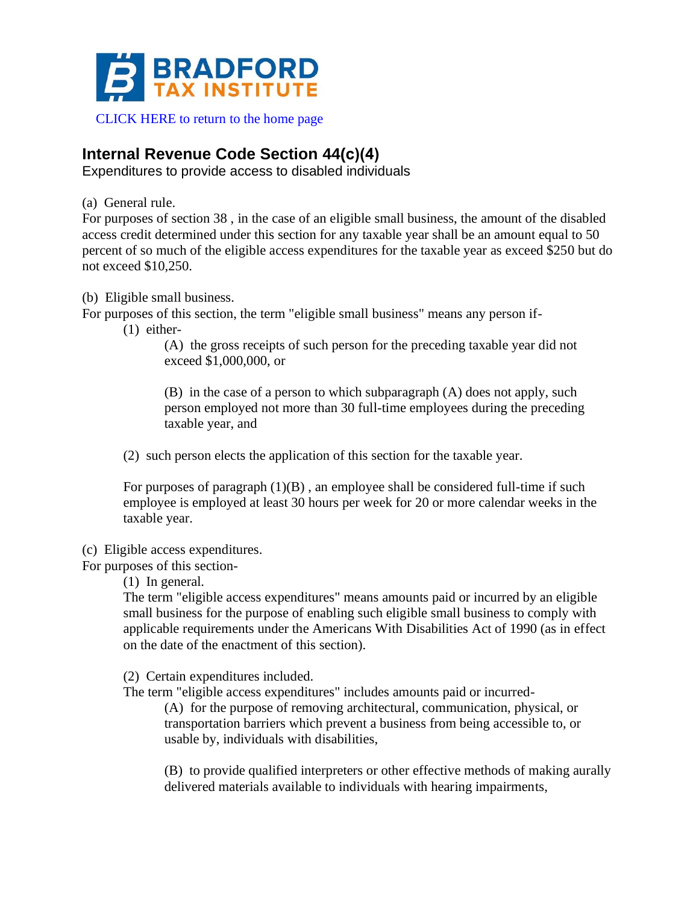BRADFORD TAX INSTITUTE

CLICK HERE to return to the home page

## Internal Revenue Code Section 44(c)(4)

Expenditures to provide access to disabled individuals

(a) General rule.
For purposes of section 38 , in the case of an eligible small business, the amount of the disabled access credit determined under this section for any taxable year shall be an amount equal to 50 percent of so much of the eligible access expenditures for the taxable year as exceed $250 but do not exceed $10,250.

(b) Eligible small business.
For purposes of this section, the term "eligible small business" means any person if-

> (1) either-
>
> > (A) the gross receipts of such person for the preceding taxable year did not exceed $1,000,000, or
> >
> > (B) in the case of a person to which subparagraph (A) does not apply, such person employed not more than 30 full-time employees during the preceding taxable year, and
>
> (2) such person elects the application of this section for the taxable year.
>
> For purposes of paragraph (1)(B) , an employee shall be considered full-time if such employee is employed at least 30 hours per week for 20 or more calendar weeks in the taxable year.

(c) Eligible access expenditures.
For purposes of this section-

> (1) In general.
> The term "eligible access expenditures" means amounts paid or incurred by an eligible small business for the purpose of enabling such eligible small business to comply with applicable requirements under the Americans With Disabilities Act of 1990 (as in effect on the date of the enactment of this section).
>
> (2) Certain expenditures included.
> The term "eligible access expenditures" includes amounts paid or incurred-
>
> > (A) for the purpose of removing architectural, communication, physical, or transportation barriers which prevent a business from being accessible to, or usable by, individuals with disabilities,
> >
> > (B) to provide qualified interpreters or other effective methods of making aurally delivered materials available to individuals with hearing impairments,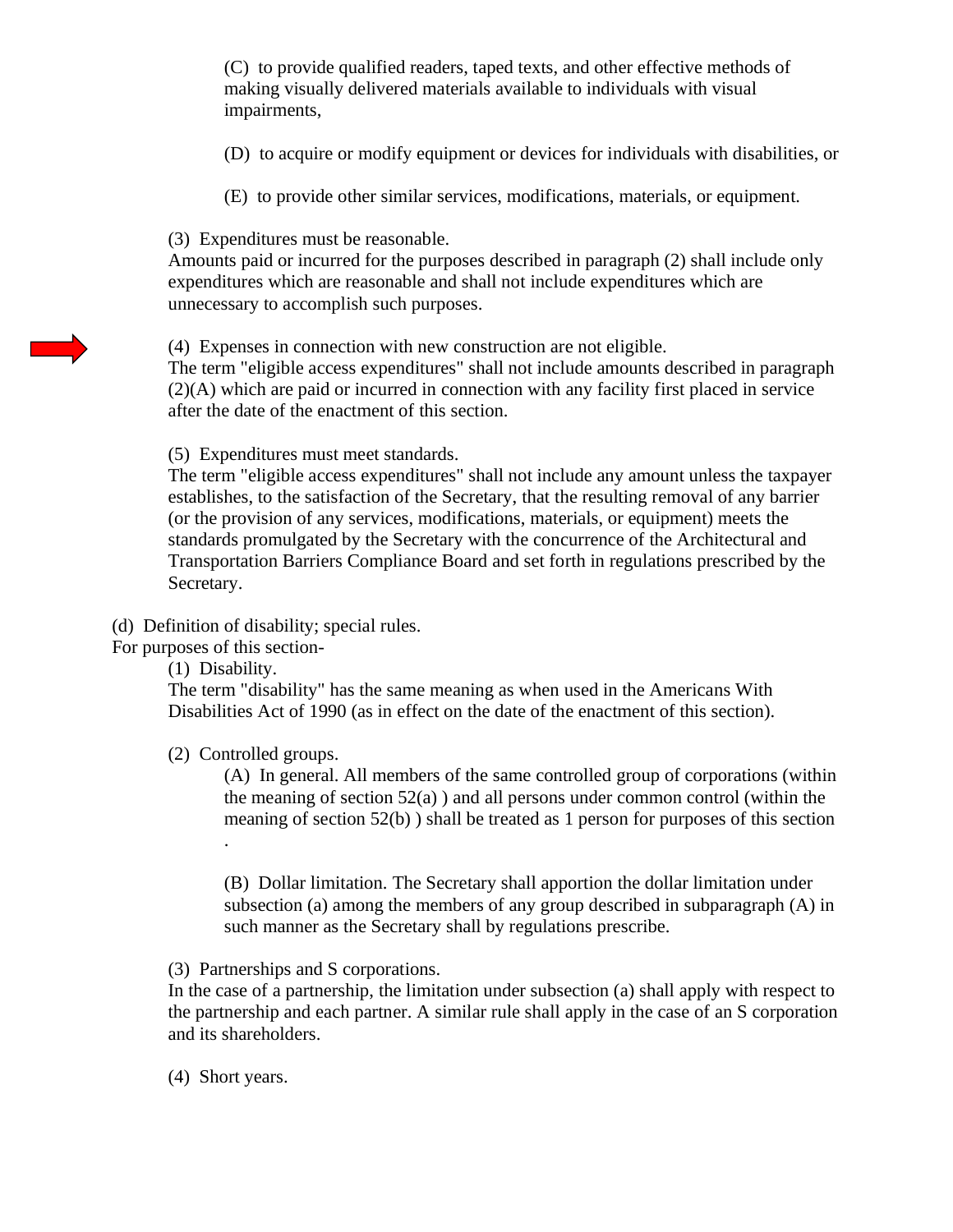(C) to provide qualified readers, taped texts, and other effective methods of making visually delivered materials available to individuals with visual impairments,

(D) to acquire or modify equipment or devices for individuals with disabilities, or

(E) to provide other similar services, modifications, materials, or equipment.

(3) Expenditures must be reasonable.
Amounts paid or incurred for the purposes described in paragraph (2) shall include only expenditures which are reasonable and shall not include expenditures which are unnecessary to accomplish such purposes.

(4) Expenses in connection with new construction are not eligible.
The term "eligible access expenditures" shall not include amounts described in paragraph (2)(A) which are paid or incurred in connection with any facility first placed in service after the date of the enactment of this section.

(5) Expenditures must meet standards.
The term "eligible access expenditures" shall not include any amount unless the taxpayer establishes, to the satisfaction of the Secretary, that the resulting removal of any barrier (or the provision of any services, modifications, materials, or equipment) meets the standards promulgated by the Secretary with the concurrence of the Architectural and Transportation Barriers Compliance Board and set forth in regulations prescribed by the Secretary.

(d) Definition of disability; special rules.
For purposes of this section-

(1) Disability.
The term "disability" has the same meaning as when used in the Americans With Disabilities Act of 1990 (as in effect on the date of the enactment of this section).

(2) Controlled groups.

(A) In general. All members of the same controlled group of corporations (within the meaning of section 52(a) ) and all persons under common control (within the meaning of section 52(b) ) shall be treated as 1 person for purposes of this section .

(B) Dollar limitation. The Secretary shall apportion the dollar limitation under subsection (a) among the members of any group described in subparagraph (A) in such manner as the Secretary shall by regulations prescribe.

(3) Partnerships and S corporations.
In the case of a partnership, the limitation under subsection (a) shall apply with respect to the partnership and each partner. A similar rule shall apply in the case of an S corporation and its shareholders.

(4) Short years.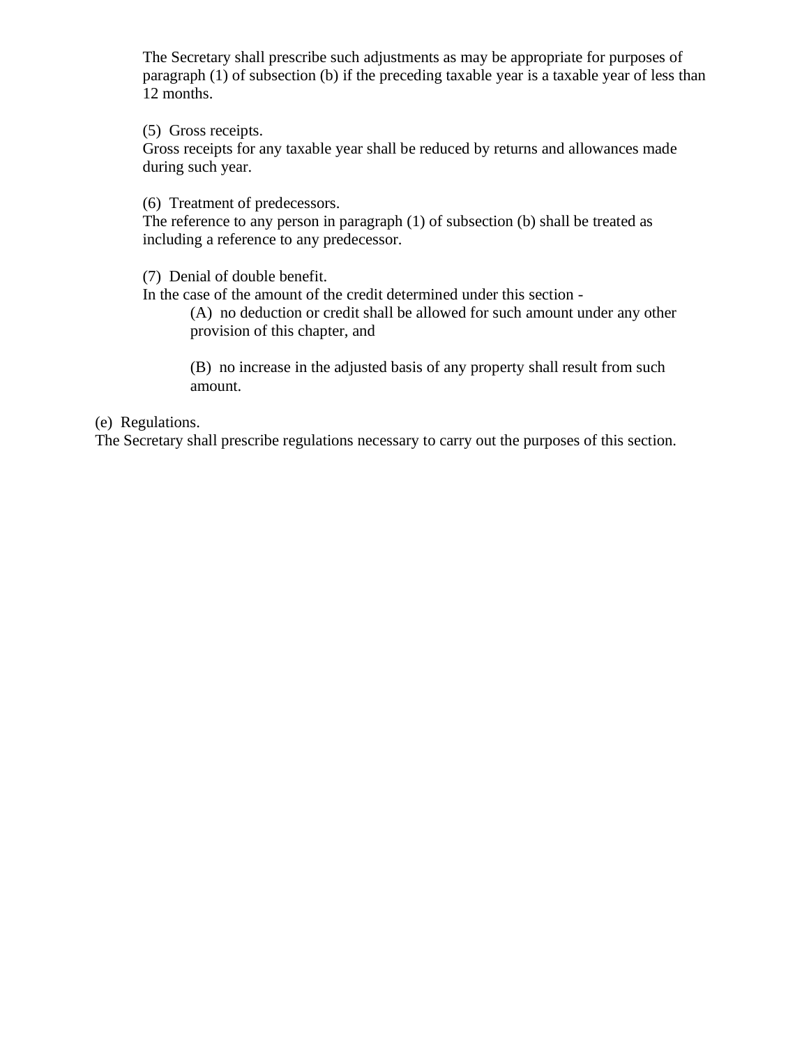The Secretary shall prescribe such adjustments as may be appropriate for purposes of paragraph (1) of subsection (b) if the preceding taxable year is a taxable year of less than 12 months.

(5) Gross receipts.
Gross receipts for any taxable year shall be reduced by returns and allowances made during such year.

(6) Treatment of predecessors.
The reference to any person in paragraph (1) of subsection (b) shall be treated as including a reference to any predecessor.

(7) Denial of double benefit.
In the case of the amount of the credit determined under this section -

(A) no deduction or credit shall be allowed for such amount under any other provision of this chapter, and

(B) no increase in the adjusted basis of any property shall result from such amount.

(e) Regulations.
The Secretary shall prescribe regulations necessary to carry out the purposes of this section.